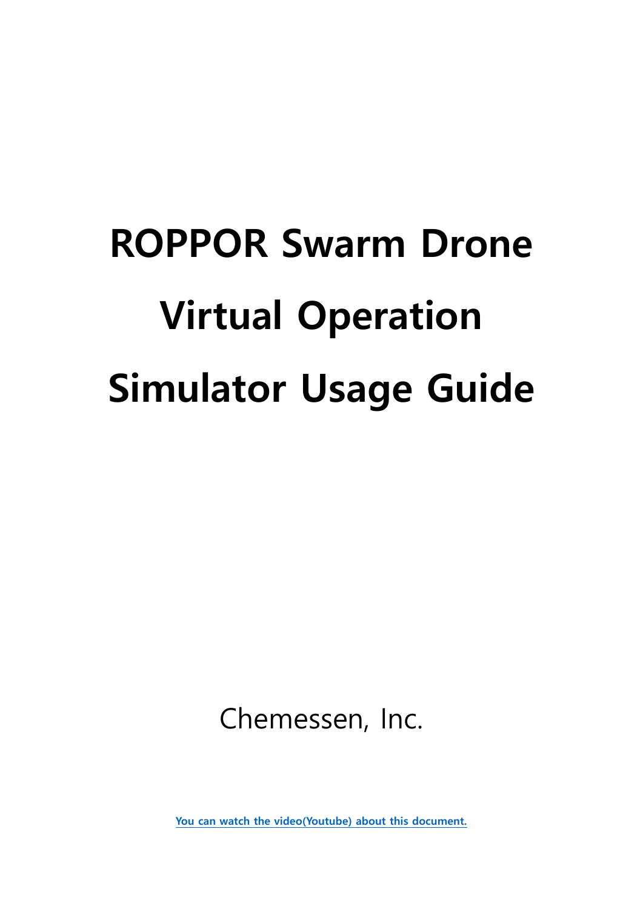# ROPPOR Swarm Drone Virtual Operation Simulator Usage Guide

Chemessen, Inc.

You can watch the video(Youtube) about this document.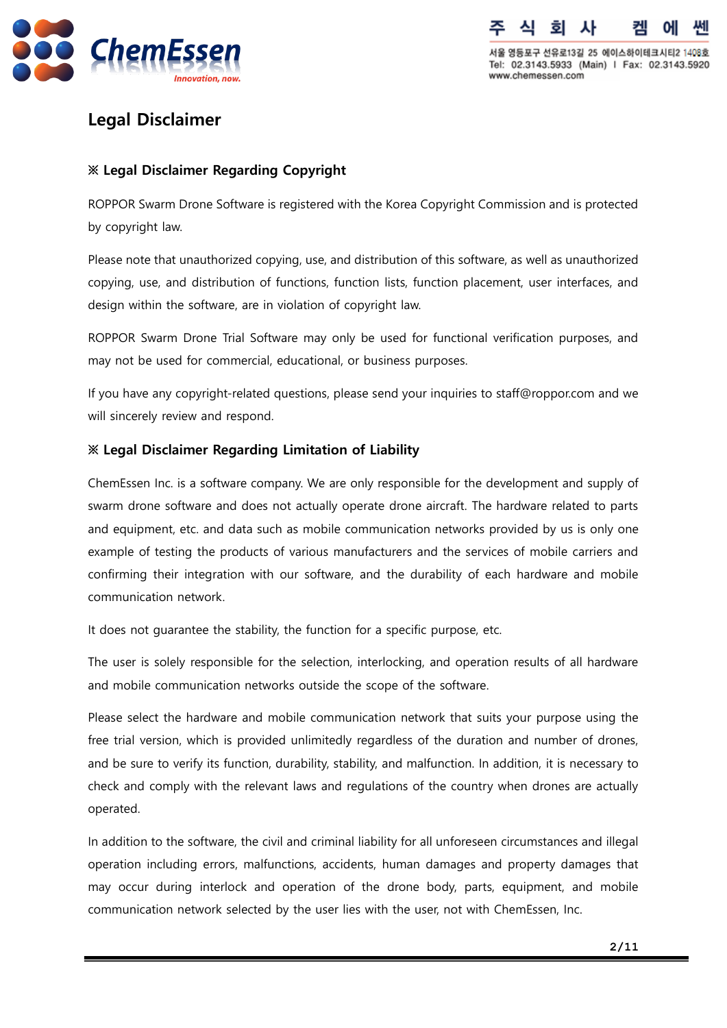# Legal Disclaimer

## ※ Legal Disclaimer Regarding Copyright

ROPPOR Swarm Drone Software is registered with the Korea Copyright Commission and is protected by copyright law.

Please note that unauthorized copying, use, and distribution of this software, as well as unauthorized copying, use, and distribution of functions, function lists, function placement, user interfaces, and design within the software, are in violation of copyright law.

ROPPOR Swarm Drone Trial Software may only be used for functional verification purposes, and may not be used for commercial, educational, or business purposes.

If you have any copyright-related questions, please send your inquiries to staff@roppor.com and we will sincerely review and respond.

## ※ Legal Disclaimer Regarding Limitation of Liability

ChemEssen Inc. is a software company. We are only responsible for the development and supply of swarm drone software and does not actually operate drone aircraft. The hardware related to parts and equipment, etc. and data such as mobile communication networks provided by us is only one example of testing the products of various manufacturers and the services of mobile carriers and confirming their integration with our software, and the durability of each hardware and mobile communication network.

It does not guarantee the stability, the function for a specific purpose, etc.

The user is solely responsible for the selection, interlocking, and operation results of all hardware and mobile communication networks outside the scope of the software.

Please select the hardware and mobile communication network that suits your purpose using the free trial version, which is provided unlimitedly regardless of the duration and number of drones, and be sure to verify its function, durability, stability, and malfunction. In addition, it is necessary to check and comply with the relevant laws and regulations of the country when drones are actually operated.

In addition to the software, the civil and criminal liability for all unforeseen circumstances and illegal operation including errors, malfunctions, accidents, human damages and property damages that may occur during interlock and operation of the drone body, parts, equipment, and mobile communication network selected by the user lies with the user, not with ChemEssen, Inc.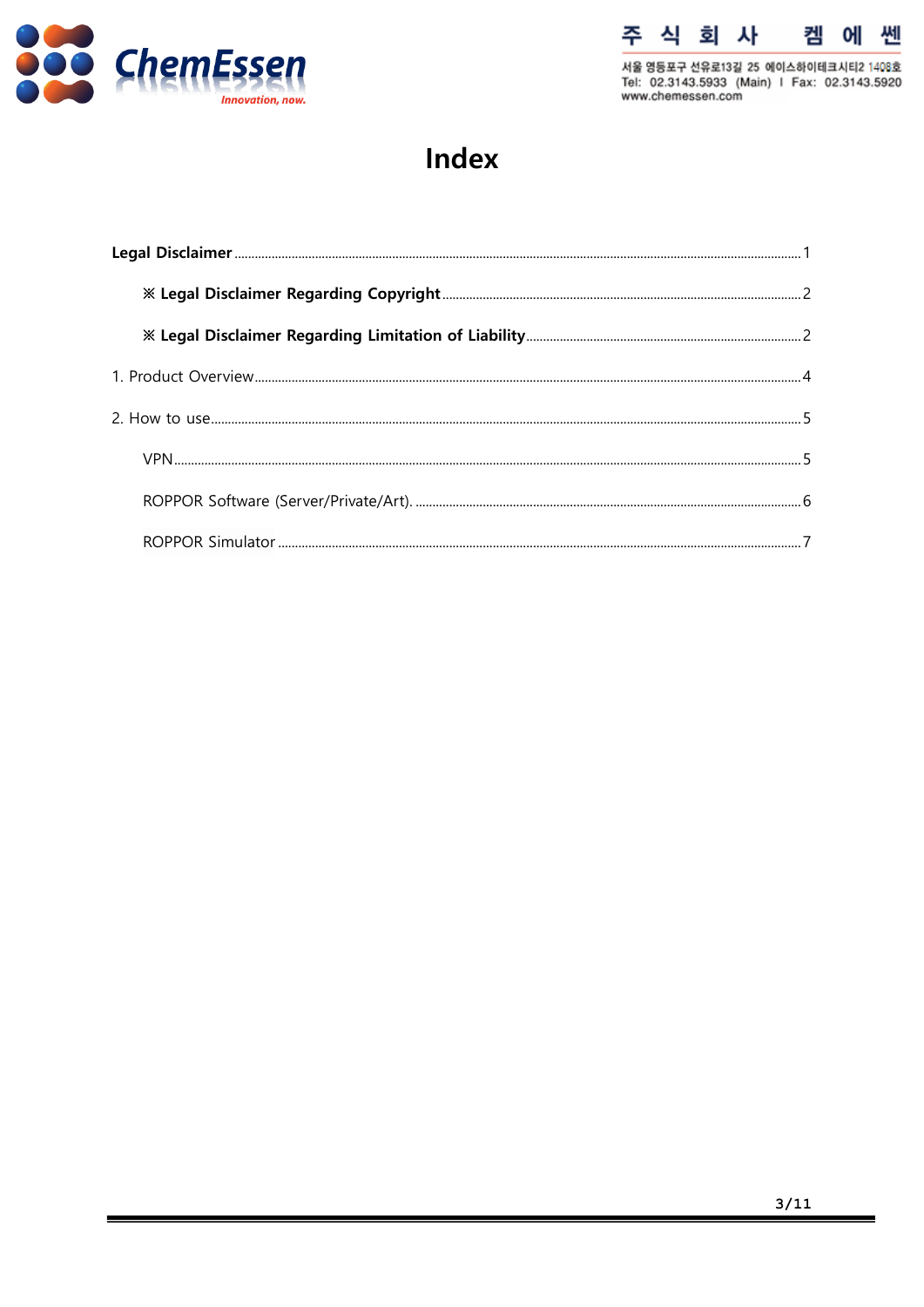# Index

**Legal Disclaimer** .......... 1

- **※ Legal Disclaimer Regarding Copyright** .......... 2
- **※ Legal Disclaimer Regarding Limitation of Liability** .......... 2

1. Product Overview .......... 4

2. How to use .......... 5

- VPN .......... 5
- ROPPOR Software (Server/Private/Art). .......... 6
- ROPPOR Simulator .......... 7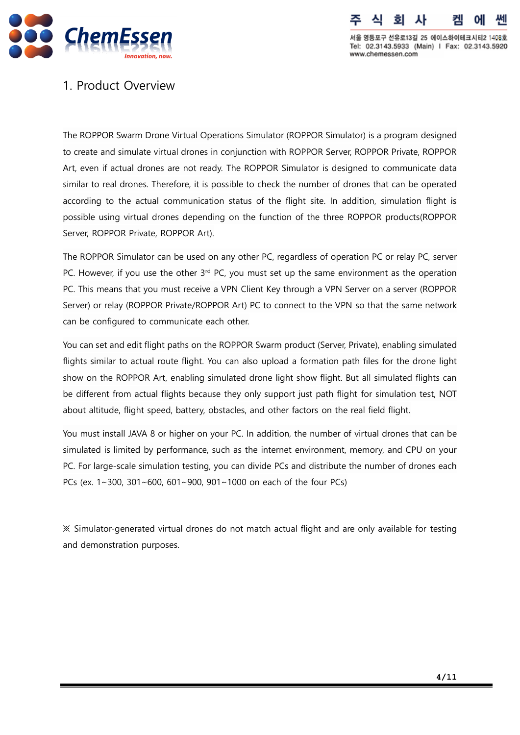# 1. Product Overview

The ROPPOR Swarm Drone Virtual Operations Simulator (ROPPOR Simulator) is a program designed to create and simulate virtual drones in conjunction with ROPPOR Server, ROPPOR Private, ROPPOR Art, even if actual drones are not ready. The ROPPOR Simulator is designed to communicate data similar to real drones. Therefore, it is possible to check the number of drones that can be operated according to the actual communication status of the flight site. In addition, simulation flight is possible using virtual drones depending on the function of the three ROPPOR products(ROPPOR Server, ROPPOR Private, ROPPOR Art).

The ROPPOR Simulator can be used on any other PC, regardless of operation PC or relay PC, server PC. However, if you use the other 3rd PC, you must set up the same environment as the operation PC. This means that you must receive a VPN Client Key through a VPN Server on a server (ROPPOR Server) or relay (ROPPOR Private/ROPPOR Art) PC to connect to the VPN so that the same network can be configured to communicate each other.

You can set and edit flight paths on the ROPPOR Swarm product (Server, Private), enabling simulated flights similar to actual route flight. You can also upload a formation path files for the drone light show on the ROPPOR Art, enabling simulated drone light show flight. But all simulated flights can be different from actual flights because they only support just path flight for simulation test, NOT about altitude, flight speed, battery, obstacles, and other factors on the real field flight.

You must install JAVA 8 or higher on your PC. In addition, the number of virtual drones that can be simulated is limited by performance, such as the internet environment, memory, and CPU on your PC. For large-scale simulation testing, you can divide PCs and distribute the number of drones each PCs (ex. 1~300, 301~600, 601~900, 901~1000 on each of the four PCs)

※ Simulator-generated virtual drones do not match actual flight and are only available for testing and demonstration purposes.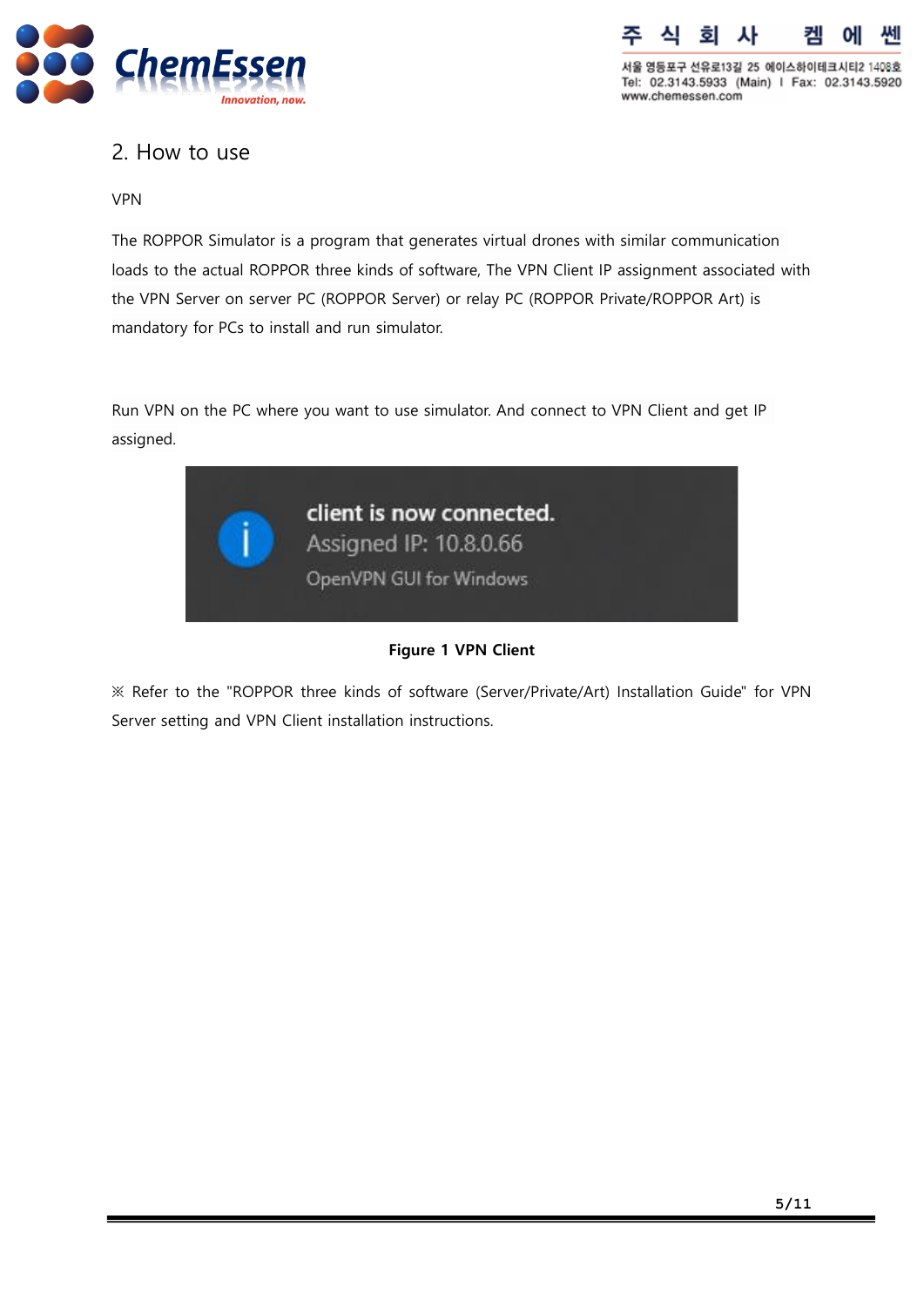## 2. How to use

VPN

The ROPPOR Simulator is a program that generates virtual drones with similar communication loads to the actual ROPPOR three kinds of software, The VPN Client IP assignment associated with the VPN Server on server PC (ROPPOR Server) or relay PC (ROPPOR Private/ROPPOR Art) is mandatory for PCs to install and run simulator.

Run VPN on the PC where you want to use simulator. And connect to VPN Client and get IP assigned.

**Figure 1 VPN Client**

※ Refer to the "ROPPOR three kinds of software (Server/Private/Art) Installation Guide" for VPN Server setting and VPN Client installation instructions.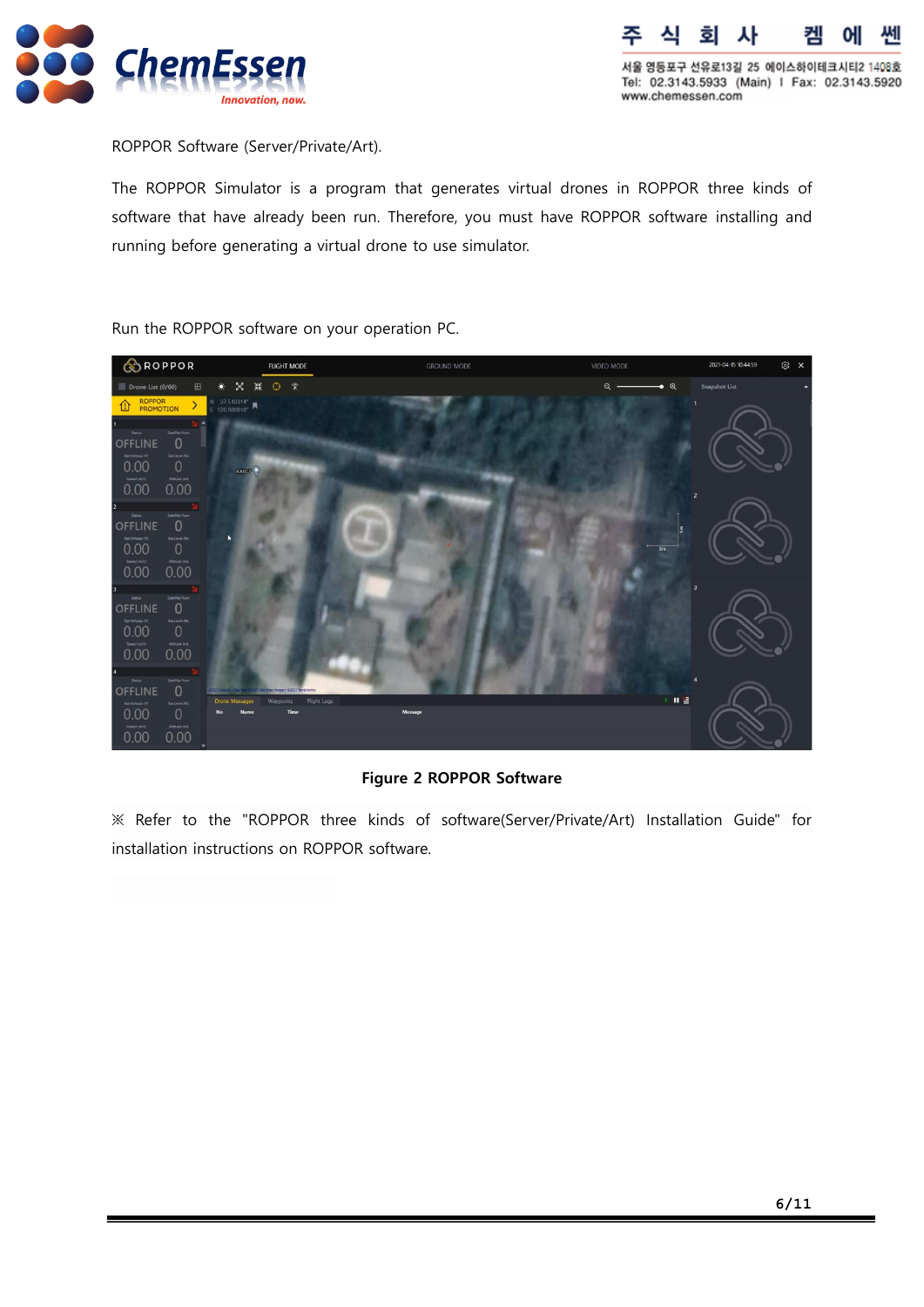ROPPOR Software (Server/Private/Art).

The ROPPOR Simulator is a program that generates virtual drones in ROPPOR three kinds of software that have already been run. Therefore, you must have ROPPOR software installing and running before generating a virtual drone to use simulator.

Run the ROPPOR software on your operation PC.

**Figure 2 ROPPOR Software**

※ Refer to the "ROPPOR three kinds of software(Server/Private/Art) Installation Guide" for installation instructions on ROPPOR software.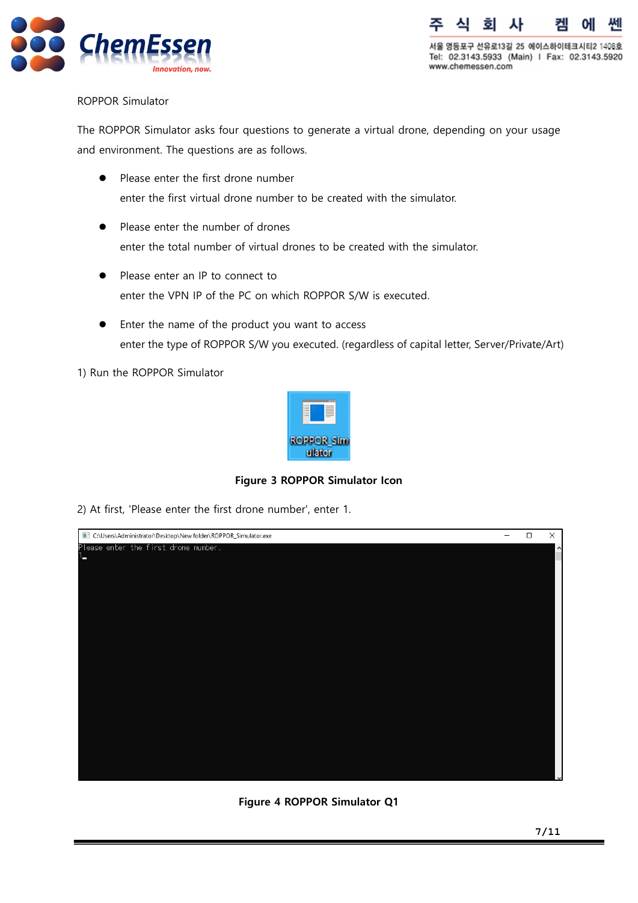ROPPOR Simulator

The ROPPOR Simulator asks four questions to generate a virtual drone, depending on your usage and environment. The questions are as follows.

- Please enter the first drone number
  enter the first virtual drone number to be created with the simulator.
- Please enter the number of drones
  enter the total number of virtual drones to be created with the simulator.
- Please enter an IP to connect to
  enter the VPN IP of the PC on which ROPPOR S/W is executed.
- Enter the name of the product you want to access
  enter the type of ROPPOR S/W you executed. (regardless of capital letter, Server/Private/Art)

1) Run the ROPPOR Simulator

**Figure 3 ROPPOR Simulator Icon**

2) At first, 'Please enter the first drone number', enter 1.

**Figure 4 ROPPOR Simulator Q1**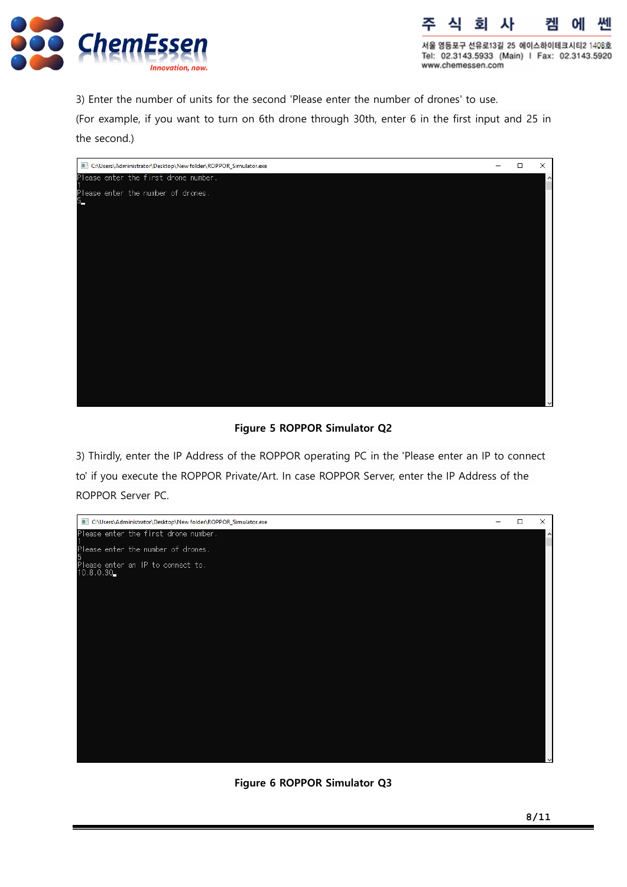3) Enter the number of units for the second 'Please enter the number of drones' to use.
(For example, if you want to turn on 6th drone through 30th, enter 6 in the first input and 25 in the second.)

```
C:\Users\Administrator\Desktop\New folder\ROPPOR_Simulator.exe
Please enter the first drone number.
1
Please enter the number of drones.
5
```

**Figure 5 ROPPOR Simulator Q2**

3) Thirdly, enter the IP Address of the ROPPOR operating PC in the 'Please enter an IP to connect to' if you execute the ROPPOR Private/Art. In case ROPPOR Server, enter the IP Address of the ROPPOR Server PC.

```
C:\Users\Administrator\Desktop\New folder\ROPPOR_Simulator.exe
Please enter the first drone number.
1
Please enter the number of drones.
5
Please enter an IP to connect to.
10.8.0.30
```

**Figure 6 ROPPOR Simulator Q3**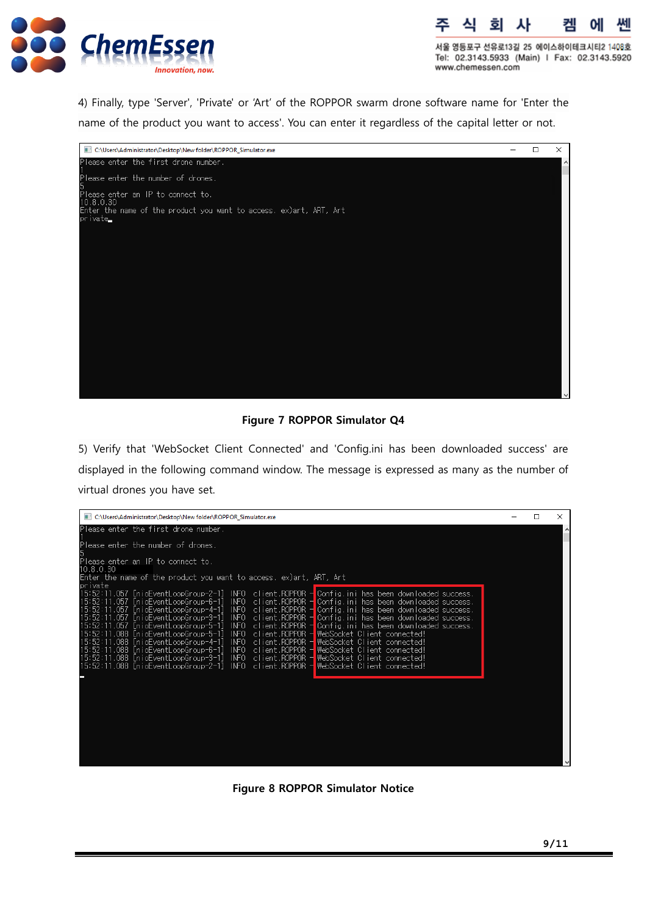4) Finally, type 'Server', 'Private' or 'Art' of the ROPPOR swarm drone software name for 'Enter the name of the product you want to access'. You can enter it regardless of the capital letter or not.

```
C:\Users\Administrator\Desktop\New folder\ROPPOR_Simulator.exe
Please enter the first drone number.
1
Please enter the number of drones.
5
Please enter an IP to connect to.
10.8.0.30
Enter the name of the product you want to access. ex)art, ART, Art
private_
```

**Figure 7 ROPPOR Simulator Q4**

5) Verify that 'WebSocket Client Connected' and 'Config.ini has been downloaded success' are displayed in the following command window. The message is expressed as many as the number of virtual drones you have set.

```
C:\Users\Administrator\Desktop\New folder\ROPPOR_Simulator.exe
Please enter the first drone number.
1
Please enter the number of drones.
5
Please enter an IP to connect to.
10.8.0.30
Enter the name of the product you want to access. ex)art, ART, Art
private
15:52:11.057 [nioEventLoopGroup-2-1] INFO client.ROPPOR - Config.ini has been downloaded success.
15:52:11.057 [nioEventLoopGroup-6-1] INFO client.ROPPOR - Config.ini has been downloaded success.
15:52:11.057 [nioEventLoopGroup-4-1] INFO client.ROPPOR - Config.ini has been downloaded success.
15:52:11.057 [nioEventLoopGroup-3-1] INFO client.ROPPOR - Config.ini has been downloaded success.
15:52:11.057 [nioEventLoopGroup-5-1] INFO client.ROPPOR - Config.ini has been downloaded success.
15:52:11.088 [nioEventLoopGroup-5-1] INFO client.ROPPOR - WebSocket Client connected!
15:52:11.088 [nioEventLoopGroup-4-1] INFO client.ROPPOR - WebSocket Client connected!
15:52:11.088 [nioEventLoopGroup-6-1] INFO client.ROPPOR - WebSocket Client connected!
15:52:11.088 [nioEventLoopGroup-3-1] INFO client.ROPPOR - WebSocket Client connected!
15:52:11.088 [nioEventLoopGroup-2-1] INFO client.ROPPOR - WebSocket Client connected!
```

**Figure 8 ROPPOR Simulator Notice**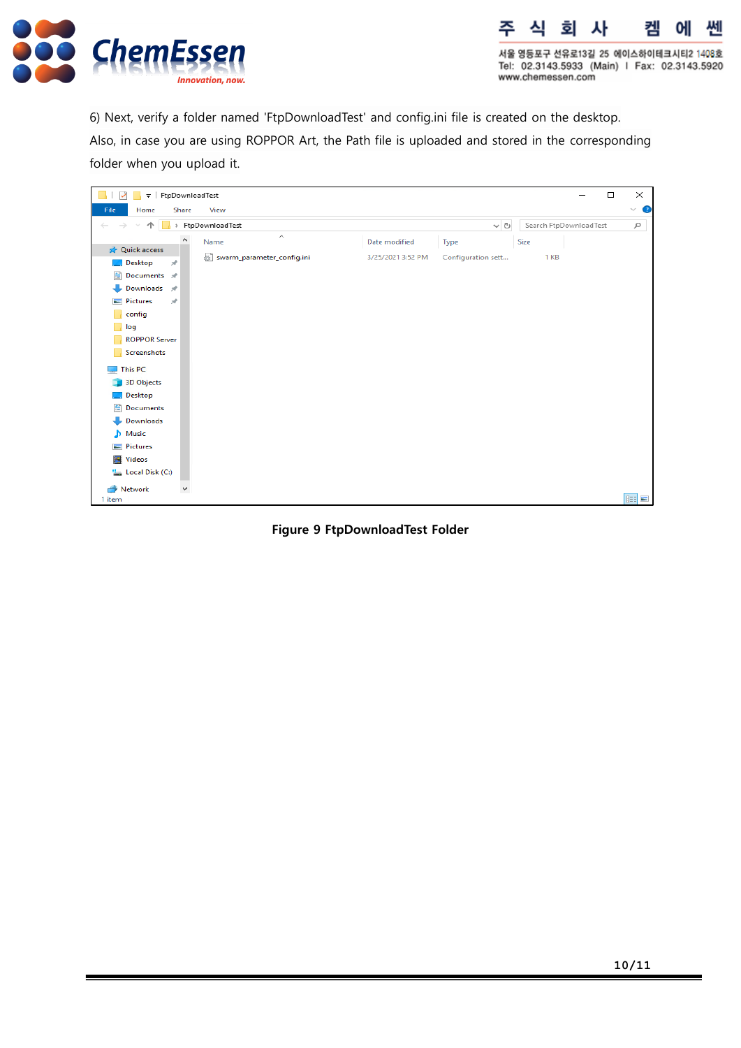6) Next, verify a folder named 'FtpDownloadTest' and config.ini file is created on the desktop. Also, in case you are using ROPPOR Art, the Path file is uploaded and stored in the corresponding folder when you upload it.

**Figure 9 FtpDownloadTest Folder**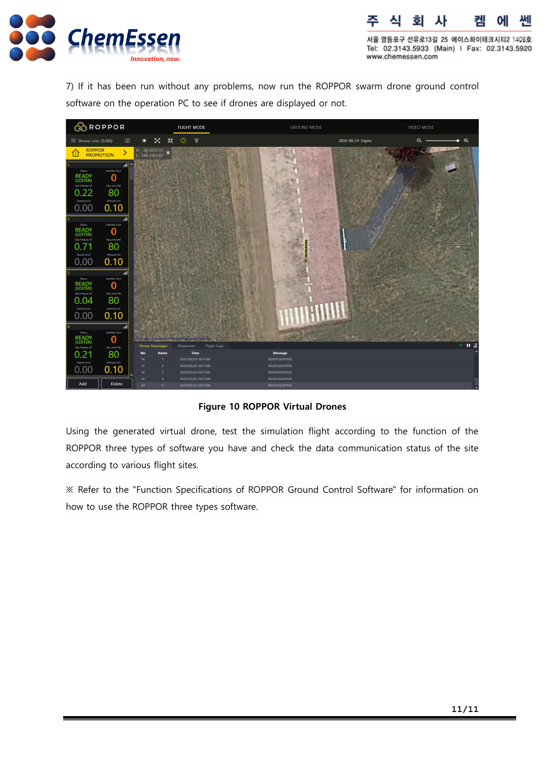7) If it has been run without any problems, now run the ROPPOR swarm drone ground control software on the operation PC to see if drones are displayed or not.

**Figure 10 ROPPOR Virtual Drones**

Using the generated virtual drone, test the simulation flight according to the function of the ROPPOR three types of software you have and check the data communication status of the site according to various flight sites.

※ Refer to the "Function Specifications of ROPPOR Ground Control Software" for information on how to use the ROPPOR three types software.